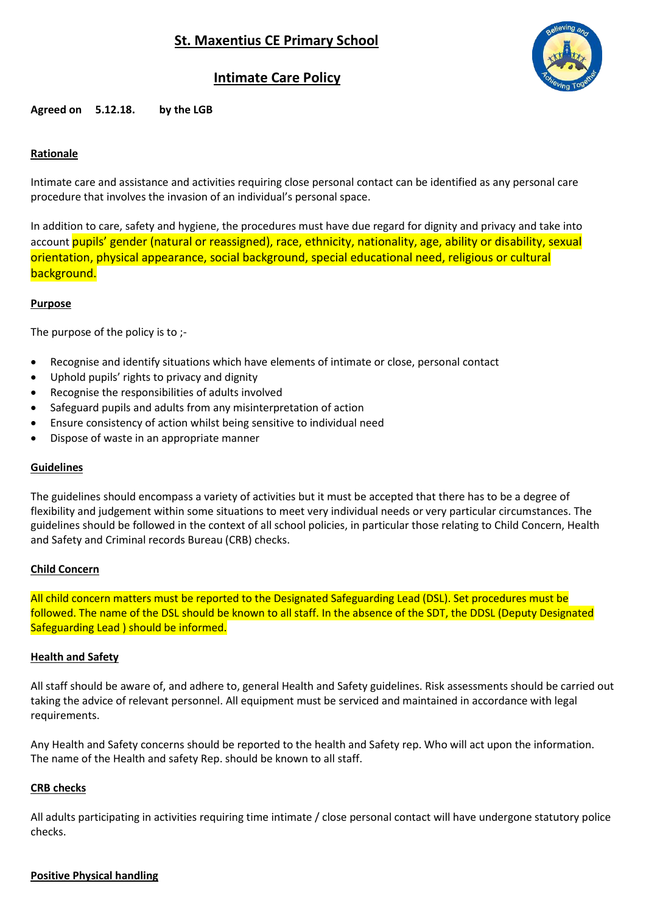# St. Maxentius CE Primary School

## Intimate Care Policy

**Agreed on 5.12.18. by the LGB**

### Rationale

Intimate care and assistance and activities requiring close personal contact can be identified as any personal care procedure that involves the invasion of an individual's personal space.

In addition to care, safety and hygiene, the procedures must have due regard for dignity and privacy and take into account pupils' gender (natural or reassigned), race, ethnicity, nationality, age, ability or disability, sexual orientation, physical appearance, social background, special educational need, religious or cultural background.

### Purpose

The purpose of the policy is to ;-

- Recognise and identify situations which have elements of intimate or close, personal contact
- Uphold pupils' rights to privacy and dignity
- Recognise the responsibilities of adults involved
- Safeguard pupils and adults from any misinterpretation of action
- Ensure consistency of action whilst being sensitive to individual need
- Dispose of waste in an appropriate manner

### Guidelines

The guidelines should encompass a variety of activities but it must be accepted that there has to be a degree of flexibility and judgement within some situations to meet very individual needs or very particular circumstances. The guidelines should be followed in the context of all school policies, in particular those relating to Child Concern, Health and Safety and Criminal records Bureau (CRB) checks.

### Child Concern

All child concern matters must be reported to the Designated Safeguarding Lead (DSL). Set procedures must be followed. The name of the DSL should be known to all staff. In the absence of the SDT, the DDSL (Deputy Designated Safeguarding Lead ) should be informed.

### Health and Safety

All staff should be aware of, and adhere to, general Health and Safety guidelines. Risk assessments should be carried out taking the advice of relevant personnel. All equipment must be serviced and maintained in accordance with legal requirements.

Any Health and Safety concerns should be reported to the health and Safety rep. Who will act upon the information. The name of the Health and safety Rep. should be known to all staff.

### CRB checks

All adults participating in activities requiring time intimate / close personal contact will have undergone statutory police checks.

### Positive Physical handling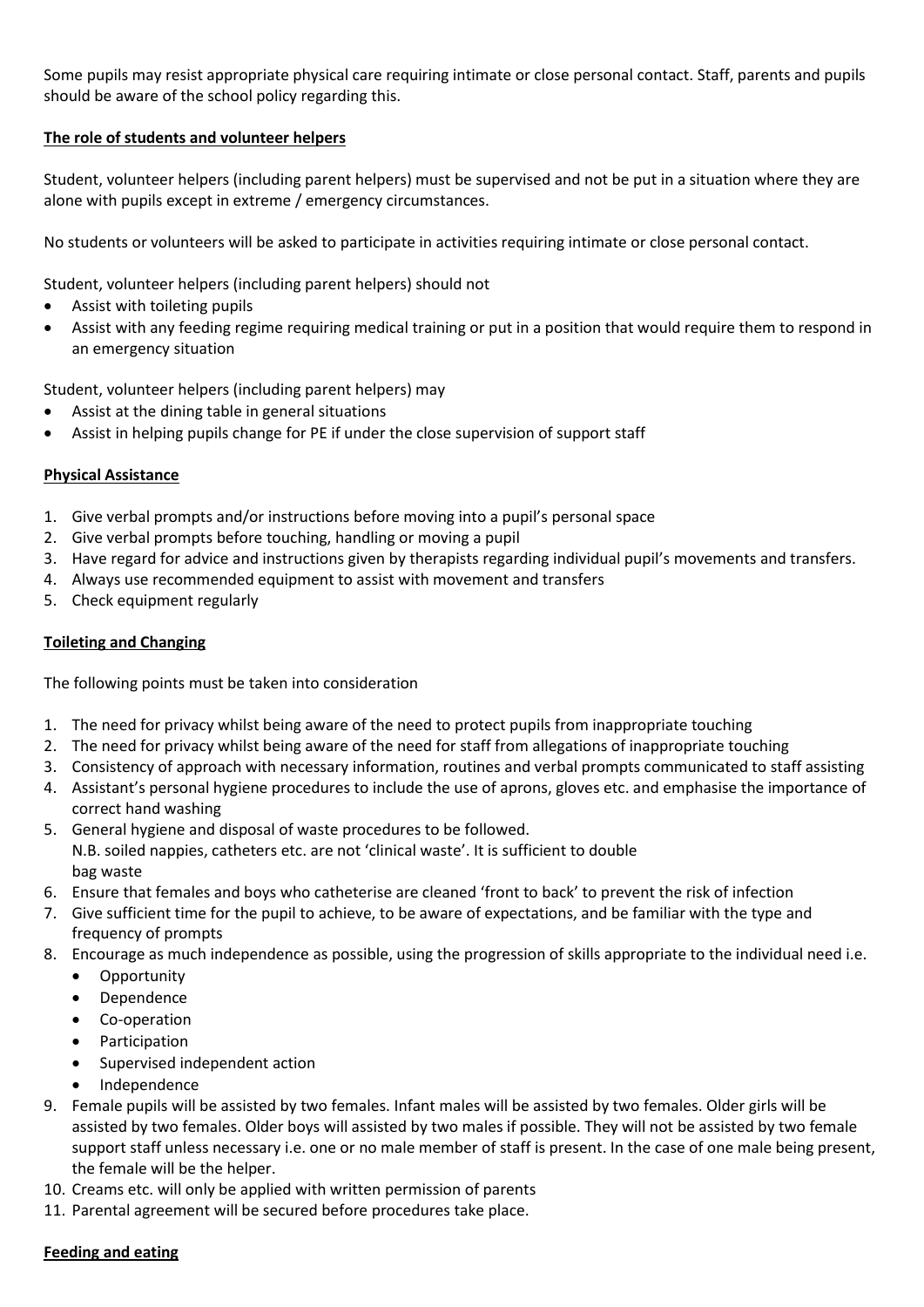Some pupils may resist appropriate physical care requiring intimate or close personal contact. Staff, parents and pupils should be aware of the school policy regarding this.

## The role of students and volunteer helpers

Student, volunteer helpers (including parent helpers) must be supervised and not be put in a situation where they are alone with pupils except in extreme / emergency circumstances.

No students or volunteers will be asked to participate in activities requiring intimate or close personal contact.

Student, volunteer helpers (including parent helpers) should not

- Assist with toileting pupils
- Assist with any feeding regime requiring medical training or put in a position that would require them to respond in an emergency situation

Student, volunteer helpers (including parent helpers) may

- Assist at the dining table in general situations
- Assist in helping pupils change for PE if under the close supervision of support staff

## Physical Assistance

1. Give verbal prompts and/or instructions before moving into a pupil's personal space
2. Give verbal prompts before touching, handling or moving a pupil
3. Have regard for advice and instructions given by therapists regarding individual pupil's movements and transfers.
4. Always use recommended equipment to assist with movement and transfers
5. Check equipment regularly

## Toileting and Changing

The following points must be taken into consideration

1. The need for privacy whilst being aware of the need to protect pupils from inappropriate touching
2. The need for privacy whilst being aware of the need for staff from allegations of inappropriate touching
3. Consistency of approach with necessary information, routines and verbal prompts communicated to staff assisting
4. Assistant's personal hygiene procedures to include the use of aprons, gloves etc. and emphasise the importance of correct hand washing
5. General hygiene and disposal of waste procedures to be followed.
   N.B. soiled nappies, catheters etc. are not 'clinical waste'. It is sufficient to double bag waste
6. Ensure that females and boys who catheterise are cleaned 'front to back' to prevent the risk of infection
7. Give sufficient time for the pupil to achieve, to be aware of expectations, and be familiar with the type and frequency of prompts
8. Encourage as much independence as possible, using the progression of skills appropriate to the individual need i.e.
   - Opportunity
   - Dependence
   - Co-operation
   - Participation
   - Supervised independent action
   - Independence
9. Female pupils will be assisted by two females. Infant males will be assisted by two females. Older girls will be assisted by two females. Older boys will assisted by two males if possible. They will not be assisted by two female support staff unless necessary i.e. one or no male member of staff is present. In the case of one male being present, the female will be the helper.
10. Creams etc. will only be applied with written permission of parents
11. Parental agreement will be secured before procedures take place.

## Feeding and eating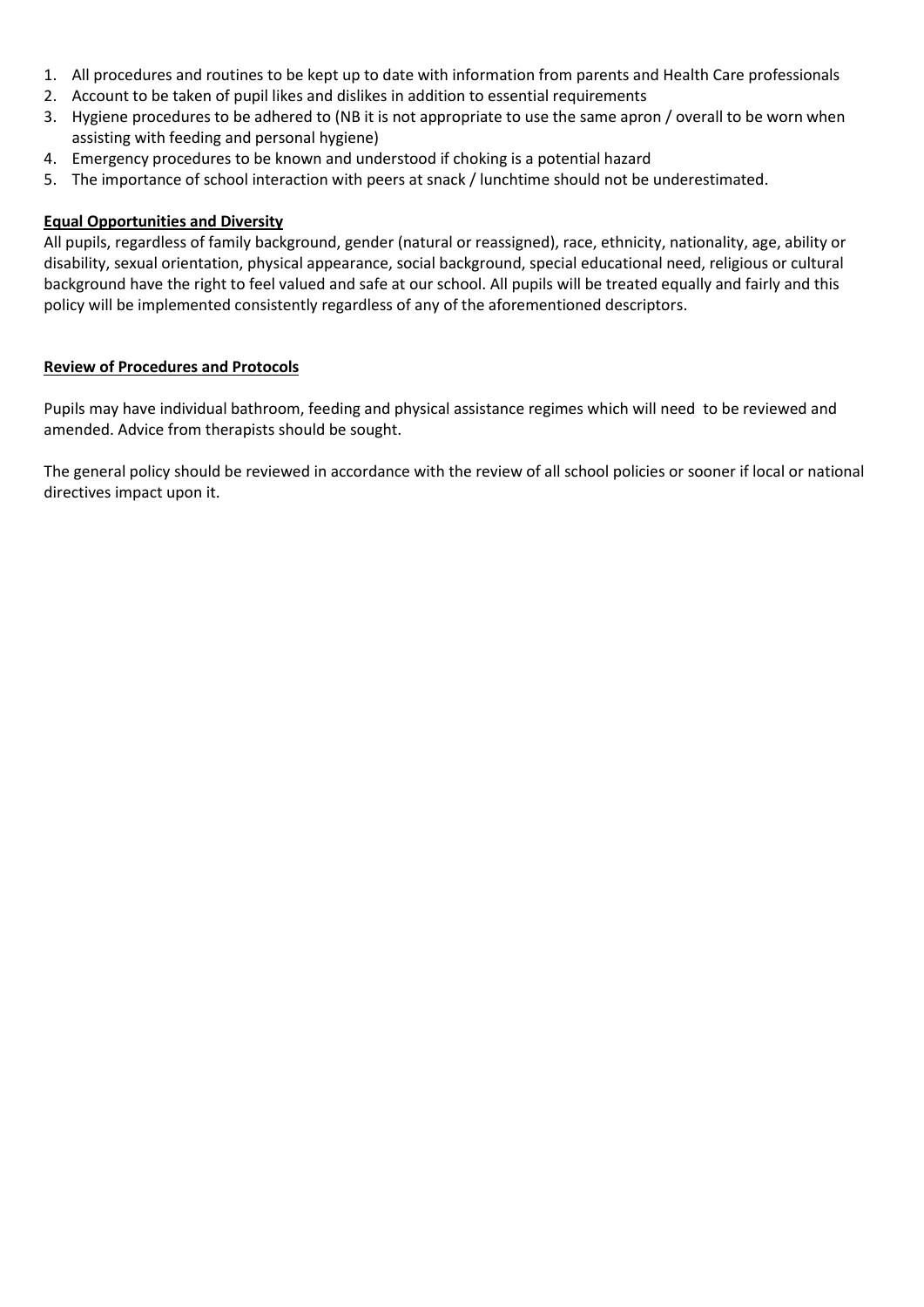1. All procedures and routines to be kept up to date with information from parents and Health Care professionals
2. Account to be taken of pupil likes and dislikes in addition to essential requirements
3. Hygiene procedures to be adhered to (NB it is not appropriate to use the same apron / overall to be worn when assisting with feeding and personal hygiene)
4. Emergency procedures to be known and understood if choking is a potential hazard
5. The importance of school interaction with peers at snack / lunchtime should not be underestimated.

**Equal Opportunities and Diversity**

All pupils, regardless of family background, gender (natural or reassigned), race, ethnicity, nationality, age, ability or disability, sexual orientation, physical appearance, social background, special educational need, religious or cultural background have the right to feel valued and safe at our school. All pupils will be treated equally and fairly and this policy will be implemented consistently regardless of any of the aforementioned descriptors.

**Review of Procedures and Protocols**

Pupils may have individual bathroom, feeding and physical assistance regimes which will need to be reviewed and amended. Advice from therapists should be sought.

The general policy should be reviewed in accordance with the review of all school policies or sooner if local or national directives impact upon it.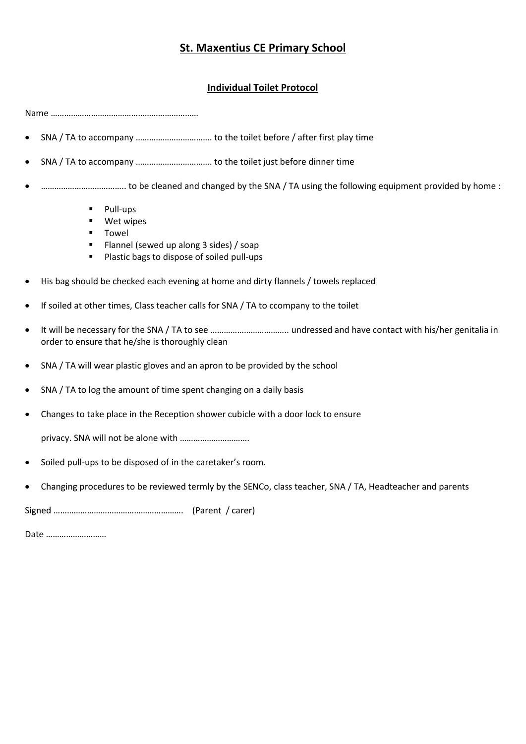# St. Maxentius CE Primary School

## Individual Toilet Protocol

Name …………………………………………………………

- SNA / TA to accompany ……………………………. to the toilet before / after first play time
- SNA / TA to accompany ……………………………. to the toilet just before dinner time
- ……………………………….. to be cleaned and changed by the SNA / TA using the following equipment provided by home :
    - Pull-ups
    - Wet wipes
    - Towel
    - Flannel (sewed up along 3 sides) / soap
    - Plastic bags to dispose of soiled pull-ups
- His bag should be checked each evening at home and dirty flannels / towels replaced
- If soiled at other times, Class teacher calls for SNA / TA to ccompany to the toilet
- It will be necessary for the SNA / TA to see …………………………….. undressed and have contact with his/her genitalia in order to ensure that he/she is thoroughly clean
- SNA / TA will wear plastic gloves and an apron to be provided by the school
- SNA / TA to log the amount of time spent changing on a daily basis
- Changes to take place in the Reception shower cubicle with a door lock to ensure

  privacy. SNA will not be alone with …………………………
- Soiled pull-ups to be disposed of in the caretaker's room.
- Changing procedures to be reviewed termly by the SENCo, class teacher, SNA / TA, Headteacher and parents

Signed …………………………………………………. (Parent / carer)

Date ………………………